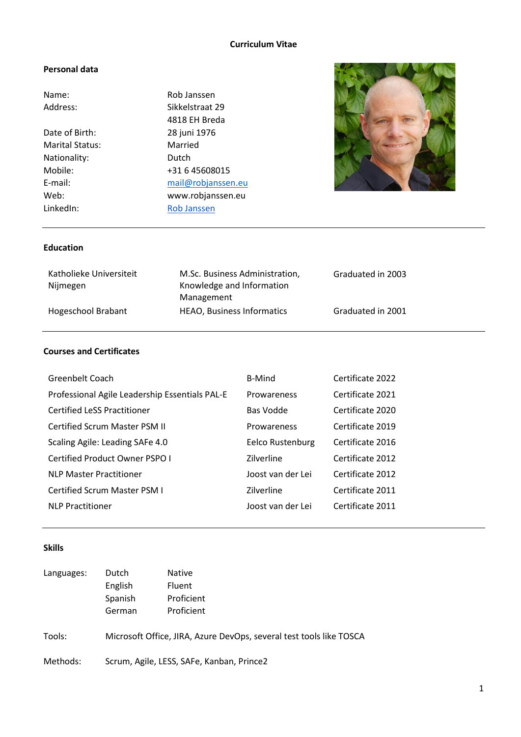# Curriculum Vitae

## Personal data

| | |
|---|---|
| Name: | Rob Janssen |
| Address: | Sikkelstraat 29 |
| | 4818 EH Breda |
| Date of Birth: | 28 juni 1976 |
| Marital Status: | Married |
| Nationality: | Dutch |
| Mobile: | +31 6 45608015 |
| E-mail: | mail@robjanssen.eu |
| Web: | www.robjanssen.eu |
| LinkedIn: | Rob Janssen |

---

## Education

| | | |
|---|---|---|
| Katholieke Universiteit Nijmegen | M.Sc. Business Administration, Knowledge and Information Management | Graduated in 2003 |
| Hogeschool Brabant | HEAO, Business Informatics | Graduated in 2001 |

---

## Courses and Certificates

| | | |
|---|---|---|
| Greenbelt Coach | B-Mind | Certificate 2022 |
| Professional Agile Leadership Essentials PAL-E | Prowareness | Certificate 2021 |
| Certified LeSS Practitioner | Bas Vodde | Certificate 2020 |
| Certified Scrum Master PSM II | Prowareness | Certificate 2019 |
| Scaling Agile: Leading SAFe 4.0 | Eelco Rustenburg | Certificate 2016 |
| Certified Product Owner PSPO I | Zilverline | Certificate 2012 |
| NLP Master Practitioner | Joost van der Lei | Certificate 2012 |
| Certified Scrum Master PSM I | Zilverline | Certificate 2011 |
| NLP Practitioner | Joost van der Lei | Certificate 2011 |

---

## Skills

| | | |
|---|---|---|
| Languages: | Dutch | Native |
| | English | Fluent |
| | Spanish | Proficient |
| | German | Proficient |

Tools: Microsoft Office, JIRA, Azure DevOps, several test tools like TOSCA

Methods: Scrum, Agile, LESS, SAFe, Kanban, Prince2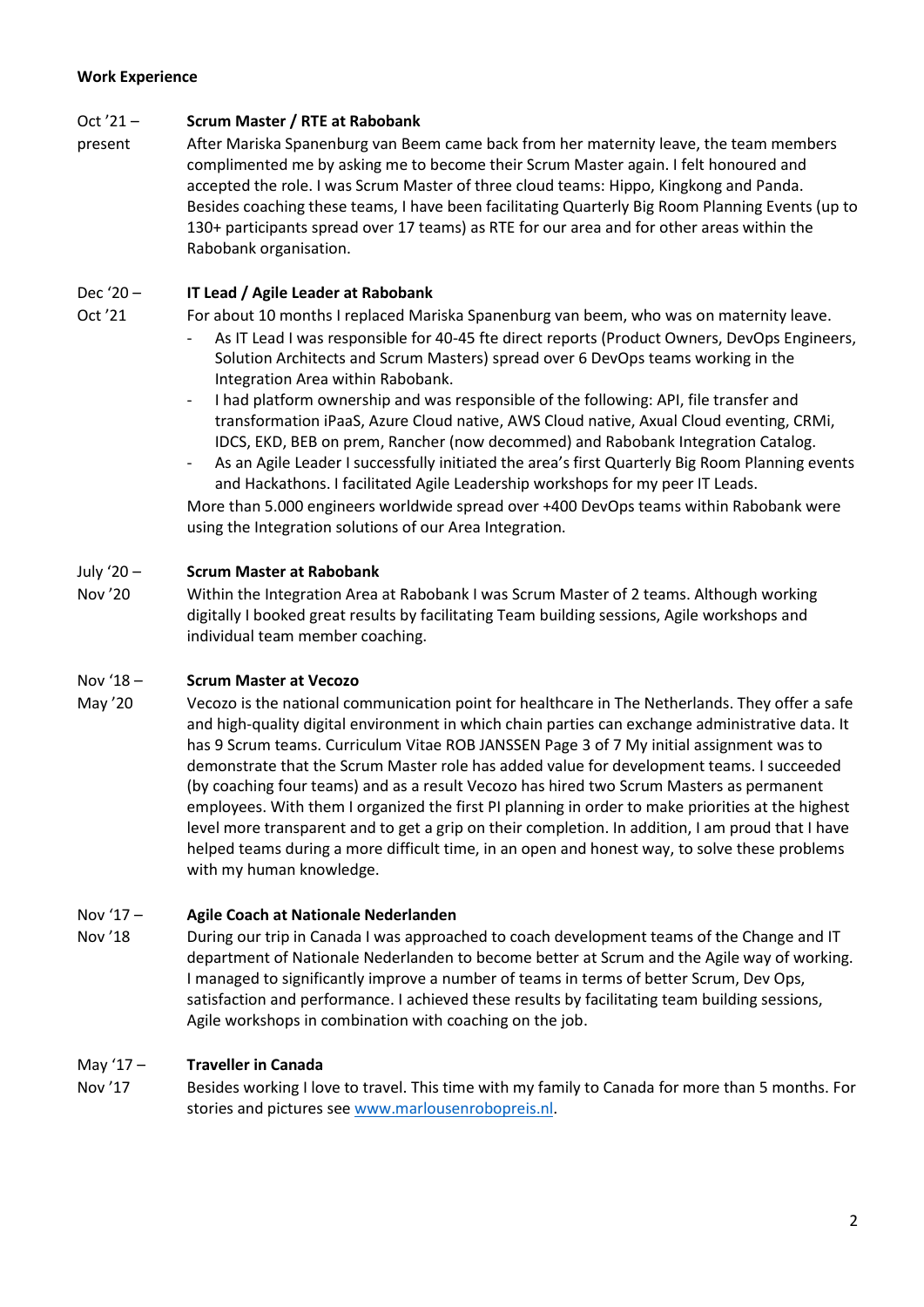**Work Experience**

Oct '21 – present

**Scrum Master / RTE at Rabobank**

After Mariska Spanenburg van Beem came back from her maternity leave, the team members complimented me by asking me to become their Scrum Master again. I felt honoured and accepted the role. I was Scrum Master of three cloud teams: Hippo, Kingkong and Panda. Besides coaching these teams, I have been facilitating Quarterly Big Room Planning Events (up to 130+ participants spread over 17 teams) as RTE for our area and for other areas within the Rabobank organisation.

Dec '20 – Oct '21

**IT Lead / Agile Leader at Rabobank**

For about 10 months I replaced Mariska Spanenburg van beem, who was on maternity leave.

- As IT Lead I was responsible for 40-45 fte direct reports (Product Owners, DevOps Engineers, Solution Architects and Scrum Masters) spread over 6 DevOps teams working in the Integration Area within Rabobank.
- I had platform ownership and was responsible of the following: API, file transfer and transformation iPaaS, Azure Cloud native, AWS Cloud native, Axual Cloud eventing, CRMi, IDCS, EKD, BEB on prem, Rancher (now decommed) and Rabobank Integration Catalog.
- As an Agile Leader I successfully initiated the area's first Quarterly Big Room Planning events and Hackathons. I facilitated Agile Leadership workshops for my peer IT Leads.

More than 5.000 engineers worldwide spread over +400 DevOps teams within Rabobank were using the Integration solutions of our Area Integration.

July '20 – Nov '20

**Scrum Master at Rabobank**

Within the Integration Area at Rabobank I was Scrum Master of 2 teams. Although working digitally I booked great results by facilitating Team building sessions, Agile workshops and individual team member coaching.

Nov '18 – May '20

**Scrum Master at Vecozo**

Vecozo is the national communication point for healthcare in The Netherlands. They offer a safe and high-quality digital environment in which chain parties can exchange administrative data. It has 9 Scrum teams. Curriculum Vitae ROB JANSSEN Page 3 of 7 My initial assignment was to demonstrate that the Scrum Master role has added value for development teams. I succeeded (by coaching four teams) and as a result Vecozo has hired two Scrum Masters as permanent employees. With them I organized the first PI planning in order to make priorities at the highest level more transparent and to get a grip on their completion. In addition, I am proud that I have helped teams during a more difficult time, in an open and honest way, to solve these problems with my human knowledge.

Nov '17 – Nov '18

**Agile Coach at Nationale Nederlanden**

During our trip in Canada I was approached to coach development teams of the Change and IT department of Nationale Nederlanden to become better at Scrum and the Agile way of working. I managed to significantly improve a number of teams in terms of better Scrum, Dev Ops, satisfaction and performance. I achieved these results by facilitating team building sessions, Agile workshops in combination with coaching on the job.

May '17 – Nov '17

**Traveller in Canada**

Besides working I love to travel. This time with my family to Canada for more than 5 months. For stories and pictures see [www.marlousenrobopreis.nl](http://www.marlousenrobopreis.nl).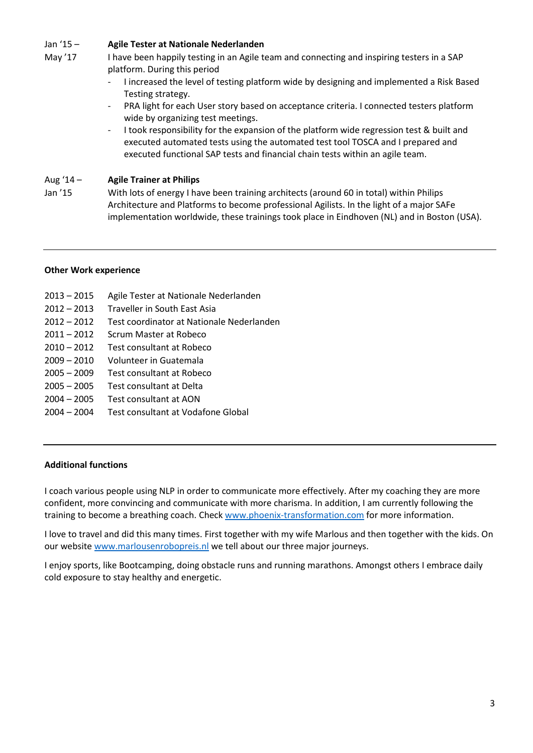Jan '15 – May '17 **Agile Tester at Nationale Nederlanden**

I have been happily testing in an Agile team and connecting and inspiring testers in a SAP platform. During this period

- I increased the level of testing platform wide by designing and implemented a Risk Based Testing strategy.
- PRA light for each User story based on acceptance criteria. I connected testers platform wide by organizing test meetings.
- I took responsibility for the expansion of the platform wide regression test & built and executed automated tests using the automated test tool TOSCA and I prepared and executed functional SAP tests and financial chain tests within an agile team.

Aug '14 – Jan '15 **Agile Trainer at Philips**

With lots of energy I have been training architects (around 60 in total) within Philips Architecture and Platforms to become professional Agilists. In the light of a major SAFe implementation worldwide, these trainings took place in Eindhoven (NL) and in Boston (USA).

---

**Other Work experience**

| | |
|---|---|
| 2013 – 2015 | Agile Tester at Nationale Nederlanden |
| 2012 – 2013 | Traveller in South East Asia |
| 2012 – 2012 | Test coordinator at Nationale Nederlanden |
| 2011 – 2012 | Scrum Master at Robeco |
| 2010 – 2012 | Test consultant at Robeco |
| 2009 – 2010 | Volunteer in Guatemala |
| 2005 – 2009 | Test consultant at Robeco |
| 2005 – 2005 | Test consultant at Delta |
| 2004 – 2005 | Test consultant at AON |
| 2004 – 2004 | Test consultant at Vodafone Global |

---

**Additional functions**

I coach various people using NLP in order to communicate more effectively. After my coaching they are more confident, more convincing and communicate with more charisma. In addition, I am currently following the training to become a breathing coach. Check www.phoenix-transformation.com for more information.

I love to travel and did this many times. First together with my wife Marlous and then together with the kids. On our website www.marlousenrobopreis.nl we tell about our three major journeys.

I enjoy sports, like Bootcamping, doing obstacle runs and running marathons. Amongst others I embrace daily cold exposure to stay healthy and energetic.